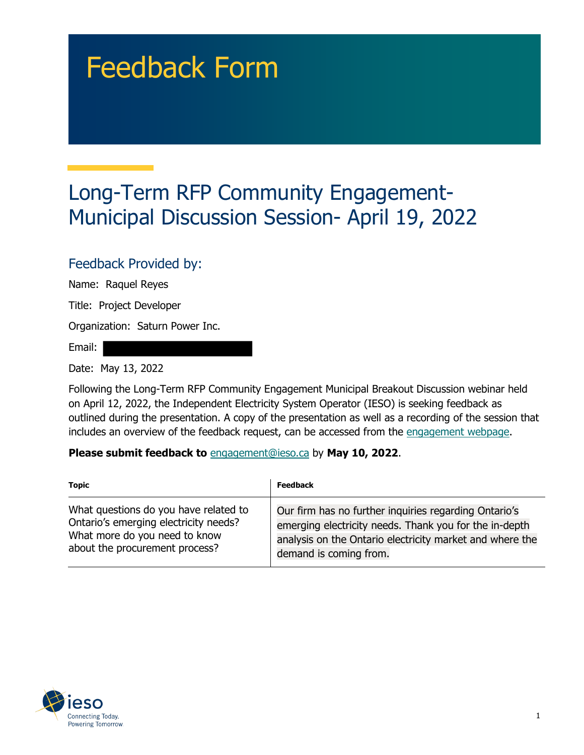# Feedback Form

## Long-Term RFP Community Engagement-Municipal Discussion Session- April 19, 2022

### Feedback Provided by:

Name: Raquel Reyes

Title: Project Developer

Organization: Saturn Power Inc.

Email:

Date: May 13, 2022

Following the Long-Term RFP Community Engagement Municipal Breakout Discussion webinar held on April 12, 2022, the Independent Electricity System Operator (IESO) is seeking feedback as outlined during the presentation. A copy of the presentation as well as a recording of the session that includes an overview of the feedback request, can be accessed from the engagement webpage.

**Please submit feedback to** engagement@ieso.ca by **May 10, 2022**.

| Topic | Feedback |
|---|---|
| What questions do you have related to Ontario's emerging electricity needs? What more do you need to know about the procurement process? | Our firm has no further inquiries regarding Ontario's emerging electricity needs. Thank you for the in-depth analysis on the Ontario electricity market and where the demand is coming from. |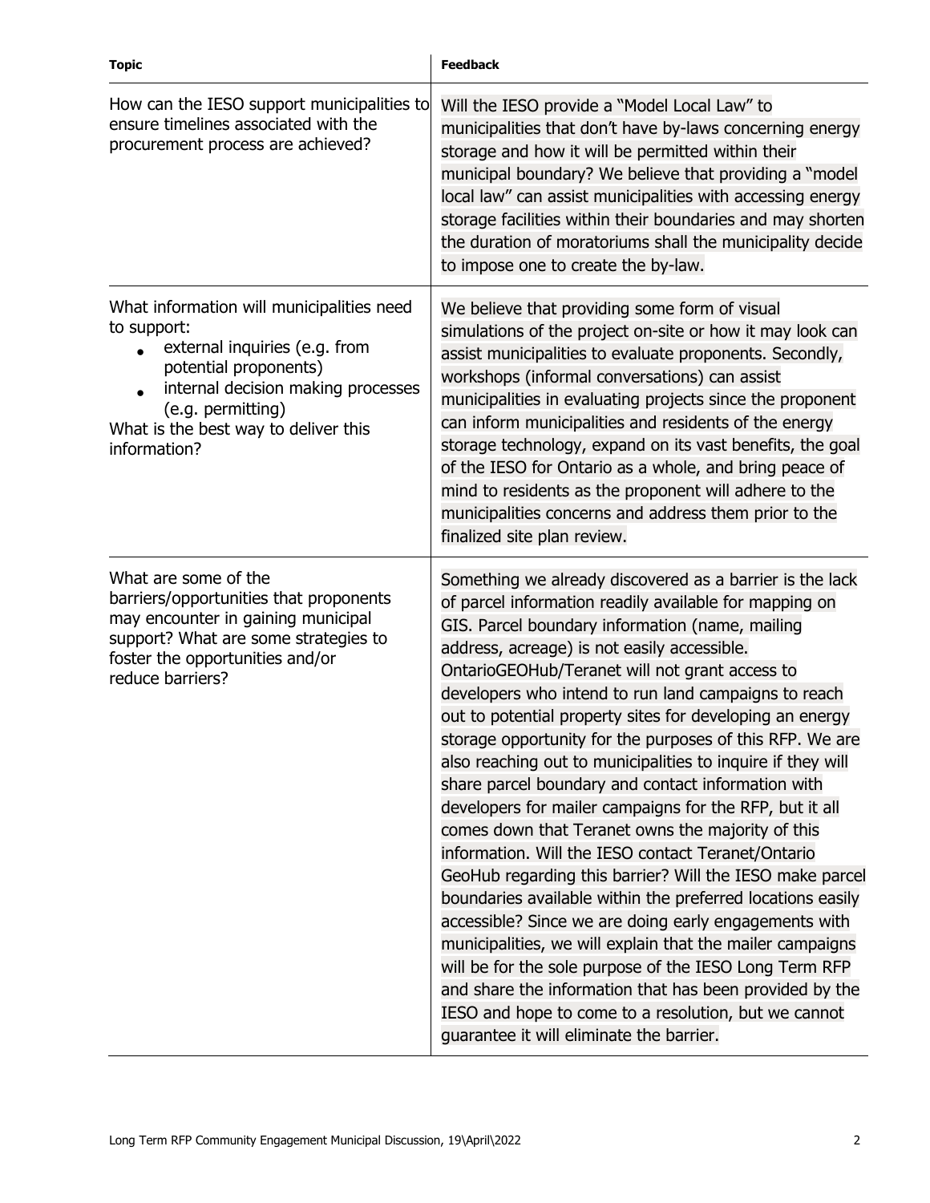| Topic | Feedback |
|---|---|
| How can the IESO support municipalities to ensure timelines associated with the procurement process are achieved? | Will the IESO provide a "Model Local Law" to municipalities that don't have by-laws concerning energy storage and how it will be permitted within their municipal boundary? We believe that providing a "model local law" can assist municipalities with accessing energy storage facilities within their boundaries and may shorten the duration of moratoriums shall the municipality decide to impose one to create the by-law. |
| What information will municipalities need to support:<br>• external inquiries (e.g. from potential proponents)<br>• internal decision making processes (e.g. permitting)<br>What is the best way to deliver this information? | We believe that providing some form of visual simulations of the project on-site or how it may look can assist municipalities to evaluate proponents. Secondly, workshops (informal conversations) can assist municipalities in evaluating projects since the proponent can inform municipalities and residents of the energy storage technology, expand on its vast benefits, the goal of the IESO for Ontario as a whole, and bring peace of mind to residents as the proponent will adhere to the municipalities concerns and address them prior to the finalized site plan review. |
| What are some of the barriers/opportunities that proponents may encounter in gaining municipal support? What are some strategies to foster the opportunities and/or reduce barriers? | Something we already discovered as a barrier is the lack of parcel information readily available for mapping on GIS. Parcel boundary information (name, mailing address, acreage) is not easily accessible. OntarioGEOHub/Teranet will not grant access to developers who intend to run land campaigns to reach out to potential property sites for developing an energy storage opportunity for the purposes of this RFP. We are also reaching out to municipalities to inquire if they will share parcel boundary and contact information with developers for mailer campaigns for the RFP, but it all comes down that Teranet owns the majority of this information. Will the IESO contact Teranet/Ontario GeoHub regarding this barrier? Will the IESO make parcel boundaries available within the preferred locations easily accessible? Since we are doing early engagements with municipalities, we will explain that the mailer campaigns will be for the sole purpose of the IESO Long Term RFP and share the information that has been provided by the IESO and hope to come to a resolution, but we cannot guarantee it will eliminate the barrier. |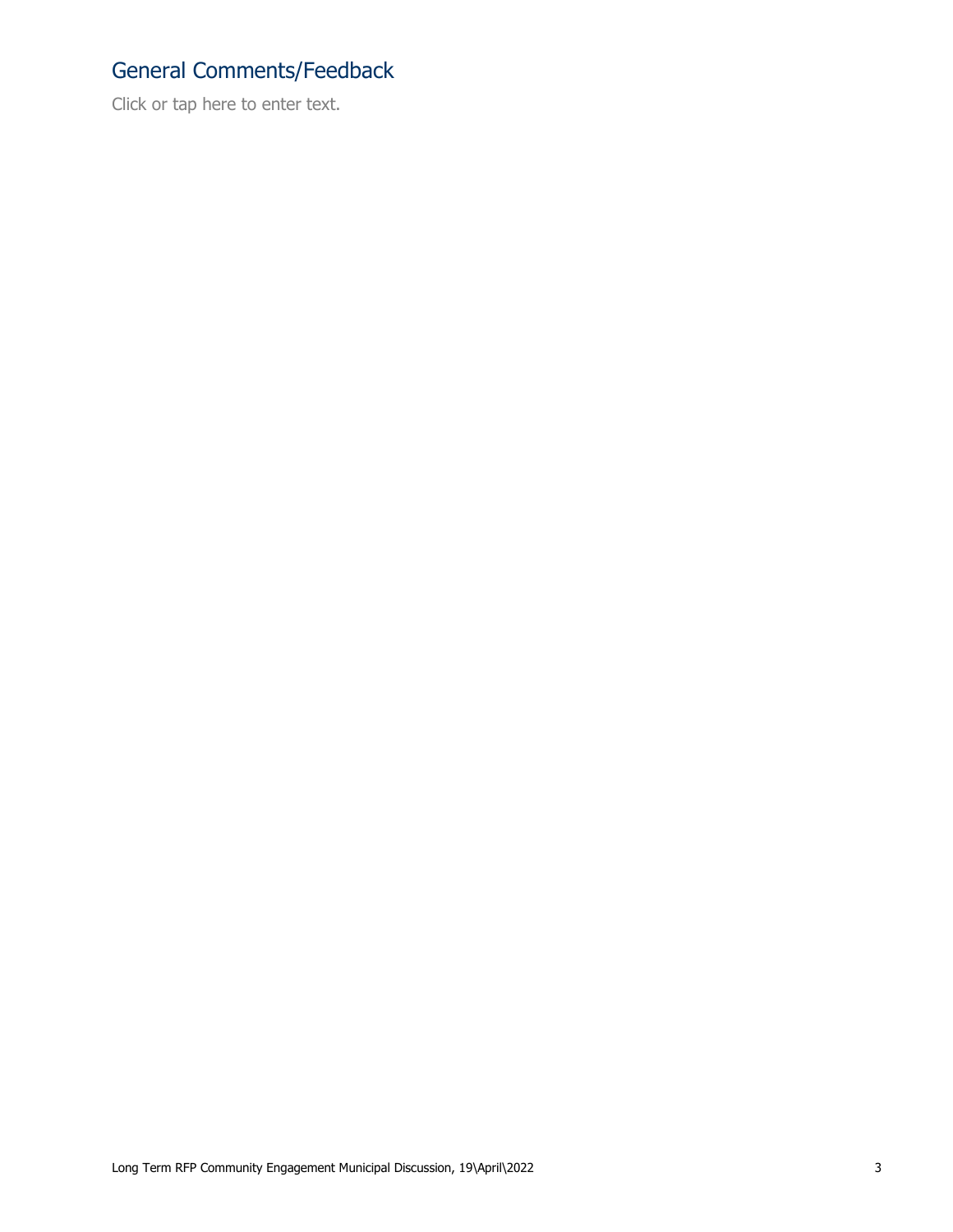## General Comments/Feedback

Click or tap here to enter text.